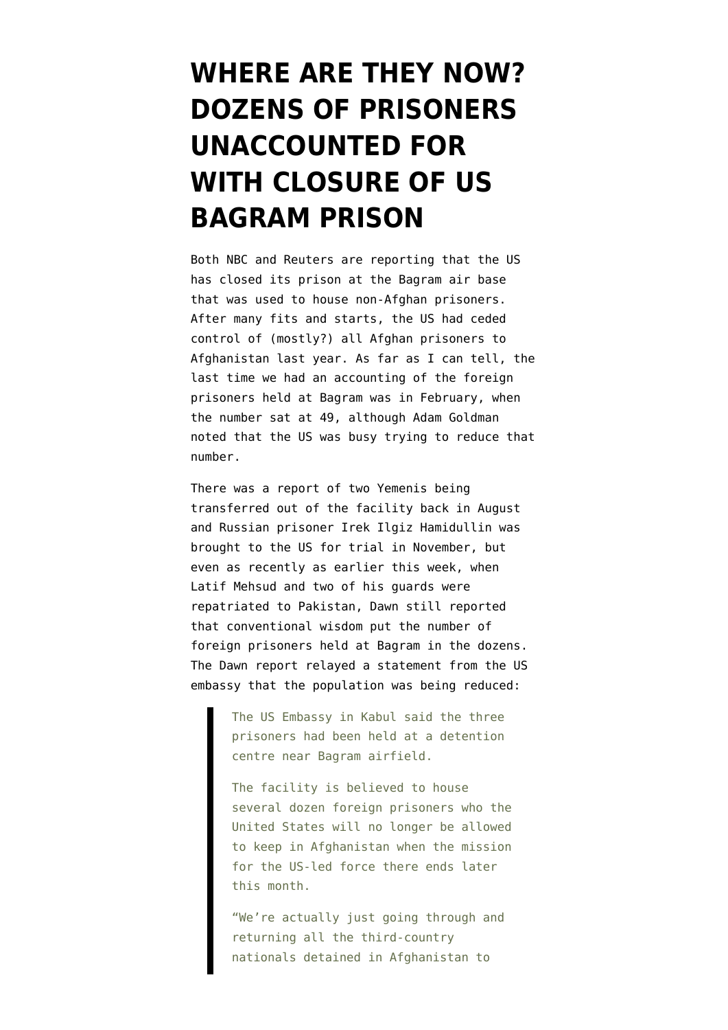# WHERE ARE THEY NOW? DOZENS OF PRISONERS UNACCOUNTED FOR WITH CLOSURE OF US BAGRAM PRISON

Both NBC and Reuters are reporting that the US has closed its prison at the Bagram air base that was used to house non-Afghan prisoners. After many fits and starts, the US had ceded control of (mostly?) all Afghan prisoners to Afghanistan last year. As far as I can tell, the last time we had an accounting of the foreign prisoners held at Bagram was in February, when the number sat at 49, although Adam Goldman noted that the US was busy trying to reduce that number.

There was a report of two Yemenis being transferred out of the facility back in August and Russian prisoner Irek Ilgiz Hamidullin was brought to the US for trial in November, but even as recently as earlier this week, when Latif Mehsud and two of his guards were repatriated to Pakistan, Dawn still reported that conventional wisdom put the number of foreign prisoners held at Bagram in the dozens. The Dawn report relayed a statement from the US embassy that the population was being reduced:

> The US Embassy in Kabul said the three prisoners had been held at a detention centre near Bagram airfield.
>
> The facility is believed to house several dozen foreign prisoners who the United States will no longer be allowed to keep in Afghanistan when the mission for the US-led force there ends later this month.
>
> "We're actually just going through and returning all the third-country nationals detained in Afghanistan to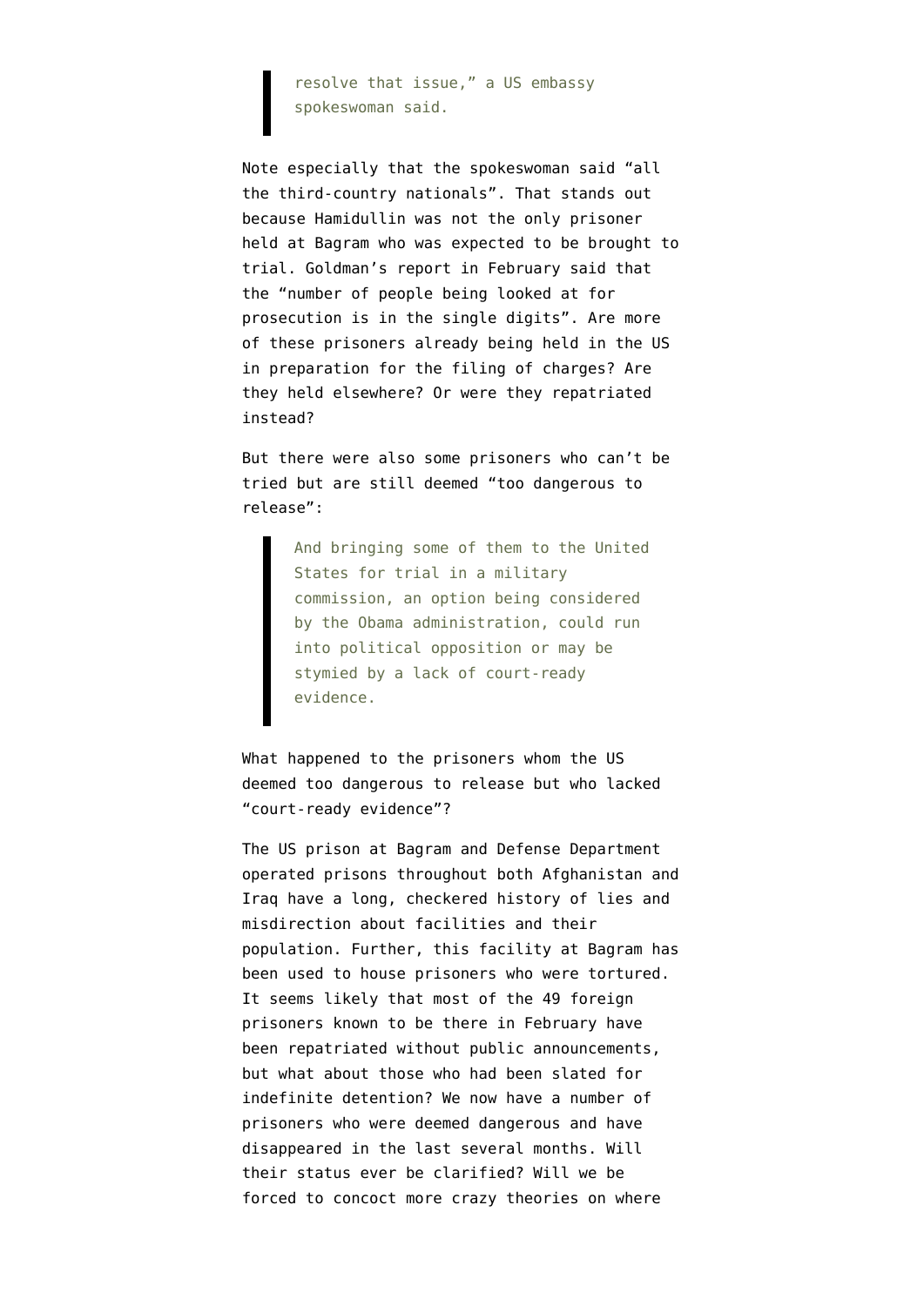> resolve that issue," a US embassy spokeswoman said.

Note especially that the spokeswoman said "all the third-country nationals". That stands out because Hamidullin was not the only prisoner held at Bagram who was expected to be brought to trial. Goldman's report in February said that the "number of people being looked at for prosecution is in the single digits". Are more of these prisoners already being held in the US in preparation for the filing of charges? Are they held elsewhere? Or were they repatriated instead?

But there were also some prisoners who can't be tried but are still deemed "too dangerous to release":

> And bringing some of them to the United States for trial in a military commission, an option being considered by the Obama administration, could run into political opposition or may be stymied by a lack of court-ready evidence.

What happened to the prisoners whom the US deemed too dangerous to release but who lacked "court-ready evidence"?

The US prison at Bagram and Defense Department operated prisons throughout both Afghanistan and Iraq have a long, checkered history of lies and misdirection about facilities and their population. Further, this facility at Bagram has been used to house prisoners who were tortured. It seems likely that most of the 49 foreign prisoners known to be there in February have been repatriated without public announcements, but what about those who had been slated for indefinite detention? We now have a number of prisoners who were deemed dangerous and have disappeared in the last several months. Will their status ever be clarified? Will we be forced to concoct more crazy theories on where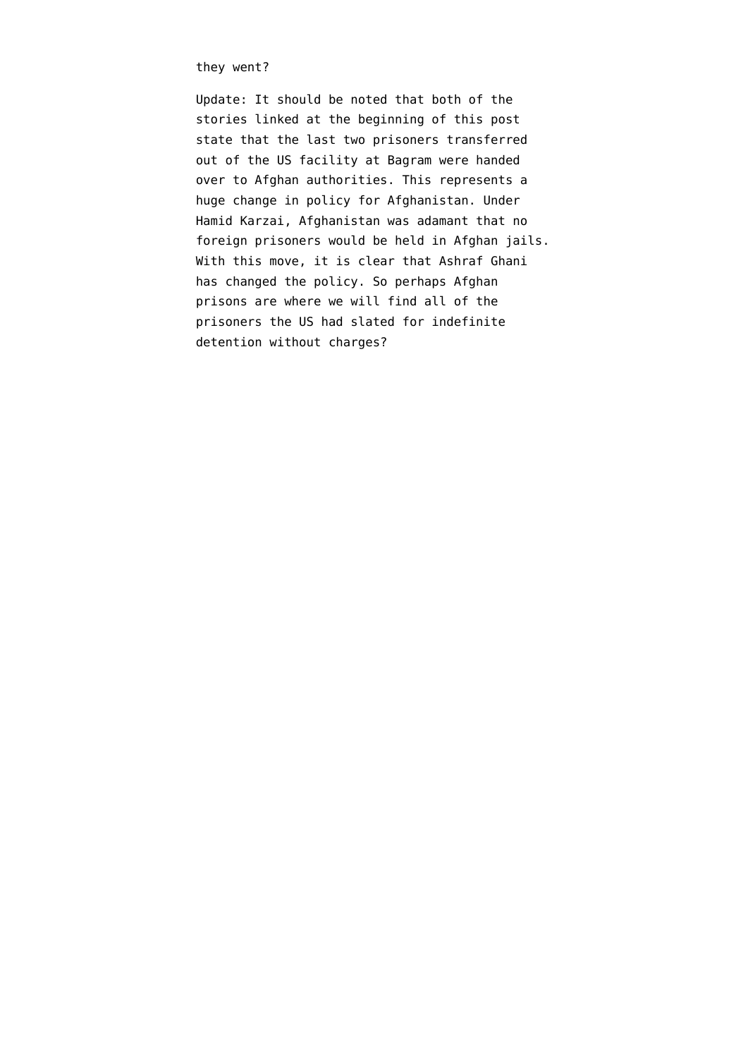they went?

Update: It should be noted that both of the stories linked at the beginning of this post state that the last two prisoners transferred out of the US facility at Bagram were handed over to Afghan authorities. This represents a huge change in policy for Afghanistan. Under Hamid Karzai, Afghanistan was adamant that no foreign prisoners would be held in Afghan jails. With this move, it is clear that Ashraf Ghani has changed the policy. So perhaps Afghan prisons are where we will find all of the prisoners the US had slated for indefinite detention without charges?